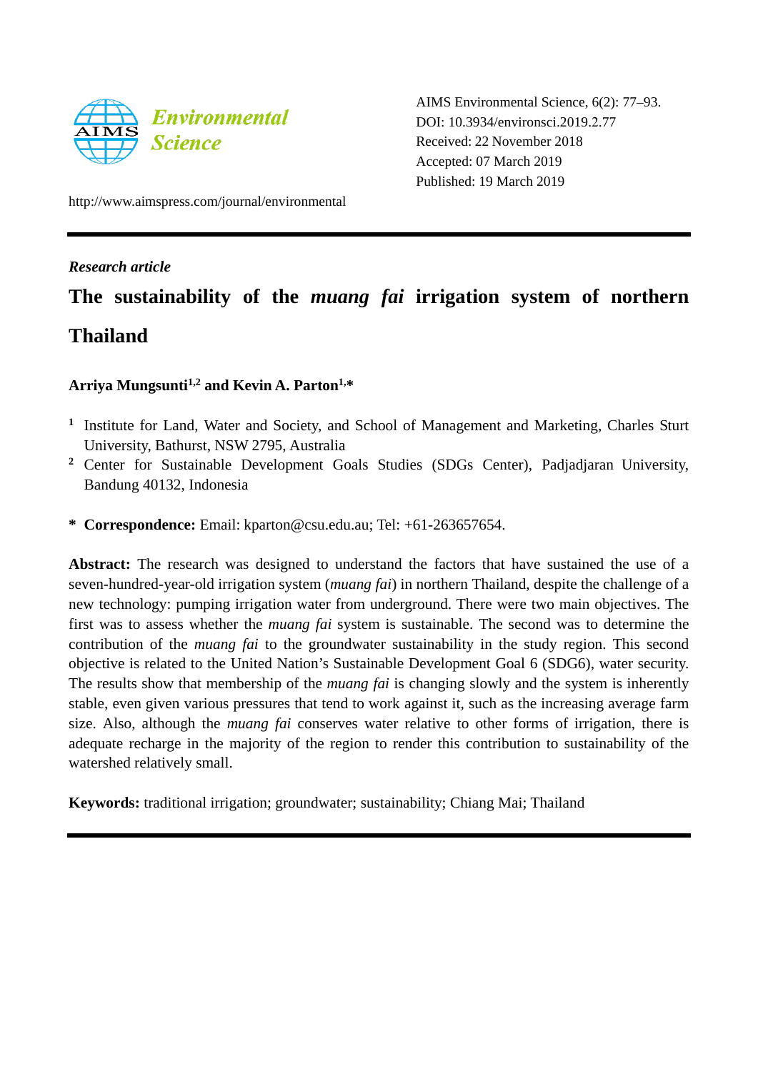AIMS Environmental Science, 6(2): 77–93.
DOI: 10.3934/environsci.2019.2.77
Received: 22 November 2018
Accepted: 07 March 2019
Published: 19 March 2019

http://www.aimspress.com/journal/environmental

***Research article***

# The sustainability of the *muang fai* irrigation system of northern Thailand

**Arriya Mungsunti[1,2] and Kevin A. Parton[1,*]**

[1] Institute for Land, Water and Society, and School of Management and Marketing, Charles Sturt University, Bathurst, NSW 2795, Australia

[2] Center for Sustainable Development Goals Studies (SDGs Center), Padjadjaran University, Bandung 40132, Indonesia

\* **Correspondence:** Email: kparton@csu.edu.au; Tel: +61-263657654.

**Abstract:** The research was designed to understand the factors that have sustained the use of a seven-hundred-year-old irrigation system (*muang fai*) in northern Thailand, despite the challenge of a new technology: pumping irrigation water from underground. There were two main objectives. The first was to assess whether the *muang fai* system is sustainable. The second was to determine the contribution of the *muang fai* to the groundwater sustainability in the study region. This second objective is related to the United Nation's Sustainable Development Goal 6 (SDG6), water security. The results show that membership of the *muang fai* is changing slowly and the system is inherently stable, even given various pressures that tend to work against it, such as the increasing average farm size. Also, although the *muang fai* conserves water relative to other forms of irrigation, there is adequate recharge in the majority of the region to render this contribution to sustainability of the watershed relatively small.

**Keywords:** traditional irrigation; groundwater; sustainability; Chiang Mai; Thailand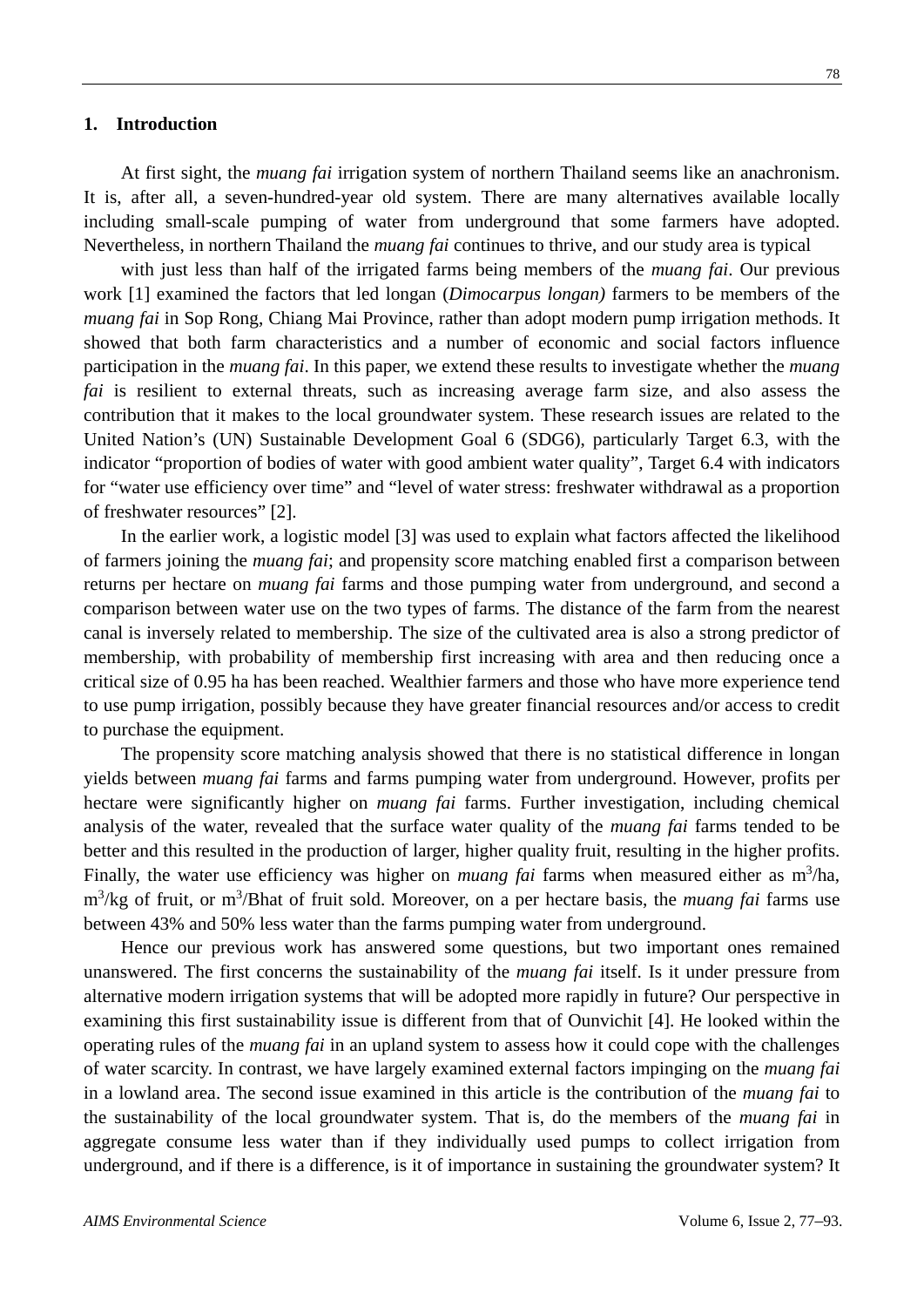## 1. Introduction

At first sight, the *muang fai* irrigation system of northern Thailand seems like an anachronism. It is, after all, a seven-hundred-year old system. There are many alternatives available locally including small-scale pumping of water from underground that some farmers have adopted. Nevertheless, in northern Thailand the *muang fai* continues to thrive, and our study area is typical

with just less than half of the irrigated farms being members of the *muang fai*. Our previous work [1] examined the factors that led longan (*Dimocarpus longan)* farmers to be members of the *muang fai* in Sop Rong, Chiang Mai Province, rather than adopt modern pump irrigation methods. It showed that both farm characteristics and a number of economic and social factors influence participation in the *muang fai*. In this paper, we extend these results to investigate whether the *muang fai* is resilient to external threats, such as increasing average farm size, and also assess the contribution that it makes to the local groundwater system. These research issues are related to the United Nation's (UN) Sustainable Development Goal 6 (SDG6), particularly Target 6.3, with the indicator "proportion of bodies of water with good ambient water quality", Target 6.4 with indicators for "water use efficiency over time" and "level of water stress: freshwater withdrawal as a proportion of freshwater resources" [2].

In the earlier work, a logistic model [3] was used to explain what factors affected the likelihood of farmers joining the *muang fai*; and propensity score matching enabled first a comparison between returns per hectare on *muang fai* farms and those pumping water from underground, and second a comparison between water use on the two types of farms. The distance of the farm from the nearest canal is inversely related to membership. The size of the cultivated area is also a strong predictor of membership, with probability of membership first increasing with area and then reducing once a critical size of 0.95 ha has been reached. Wealthier farmers and those who have more experience tend to use pump irrigation, possibly because they have greater financial resources and/or access to credit to purchase the equipment.

The propensity score matching analysis showed that there is no statistical difference in longan yields between *muang fai* farms and farms pumping water from underground. However, profits per hectare were significantly higher on *muang fai* farms. Further investigation, including chemical analysis of the water, revealed that the surface water quality of the *muang fai* farms tended to be better and this resulted in the production of larger, higher quality fruit, resulting in the higher profits. Finally, the water use efficiency was higher on *muang fai* farms when measured either as $m^3$/ha, $m^3$/kg of fruit, or $m^3$/Bhat of fruit sold. Moreover, on a per hectare basis, the *muang fai* farms use between 43% and 50% less water than the farms pumping water from underground.

Hence our previous work has answered some questions, but two important ones remained unanswered. The first concerns the sustainability of the *muang fai* itself. Is it under pressure from alternative modern irrigation systems that will be adopted more rapidly in future? Our perspective in examining this first sustainability issue is different from that of Ounvichit [4]. He looked within the operating rules of the *muang fai* in an upland system to assess how it could cope with the challenges of water scarcity. In contrast, we have largely examined external factors impinging on the *muang fai* in a lowland area. The second issue examined in this article is the contribution of the *muang fai* to the sustainability of the local groundwater system. That is, do the members of the *muang fai* in aggregate consume less water than if they individually used pumps to collect irrigation from underground, and if there is a difference, is it of importance in sustaining the groundwater system? It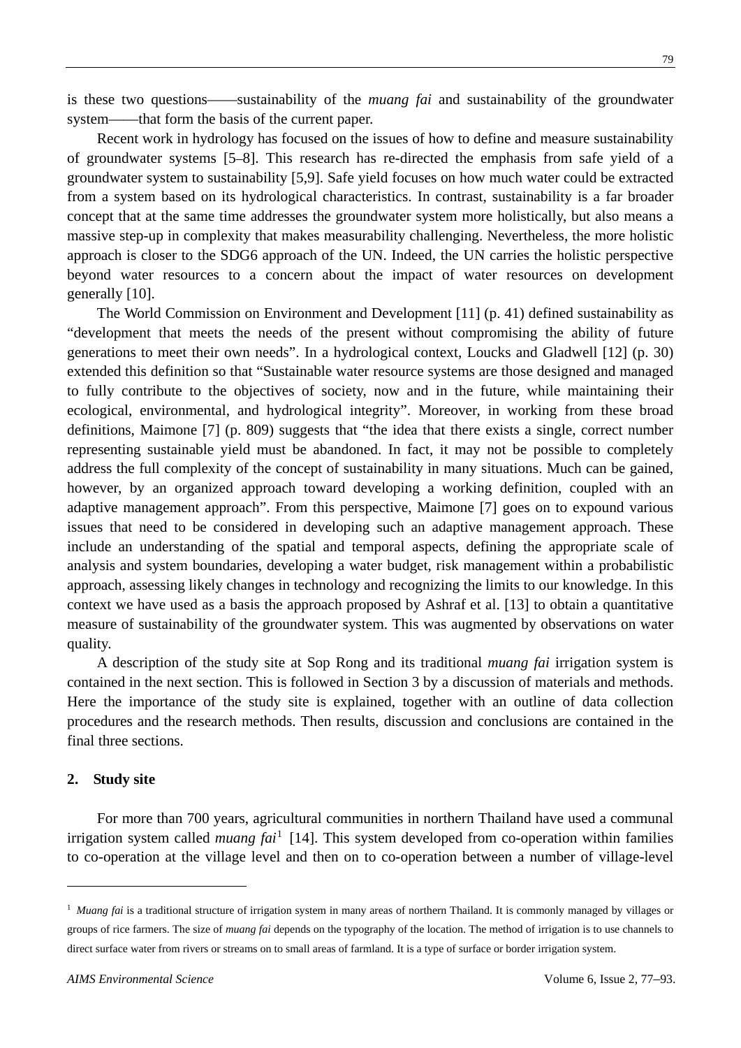is these two questions——sustainability of the *muang fai* and sustainability of the groundwater system——that form the basis of the current paper.

Recent work in hydrology has focused on the issues of how to define and measure sustainability of groundwater systems [5–8]. This research has re-directed the emphasis from safe yield of a groundwater system to sustainability [5,9]. Safe yield focuses on how much water could be extracted from a system based on its hydrological characteristics. In contrast, sustainability is a far broader concept that at the same time addresses the groundwater system more holistically, but also means a massive step-up in complexity that makes measurability challenging. Nevertheless, the more holistic approach is closer to the SDG6 approach of the UN. Indeed, the UN carries the holistic perspective beyond water resources to a concern about the impact of water resources on development generally [10].

The World Commission on Environment and Development [11] (p. 41) defined sustainability as "development that meets the needs of the present without compromising the ability of future generations to meet their own needs". In a hydrological context, Loucks and Gladwell [12] (p. 30) extended this definition so that "Sustainable water resource systems are those designed and managed to fully contribute to the objectives of society, now and in the future, while maintaining their ecological, environmental, and hydrological integrity". Moreover, in working from these broad definitions, Maimone [7] (p. 809) suggests that "the idea that there exists a single, correct number representing sustainable yield must be abandoned. In fact, it may not be possible to completely address the full complexity of the concept of sustainability in many situations. Much can be gained, however, by an organized approach toward developing a working definition, coupled with an adaptive management approach". From this perspective, Maimone [7] goes on to expound various issues that need to be considered in developing such an adaptive management approach. These include an understanding of the spatial and temporal aspects, defining the appropriate scale of analysis and system boundaries, developing a water budget, risk management within a probabilistic approach, assessing likely changes in technology and recognizing the limits to our knowledge. In this context we have used as a basis the approach proposed by Ashraf et al. [13] to obtain a quantitative measure of sustainability of the groundwater system. This was augmented by observations on water quality.

A description of the study site at Sop Rong and its traditional *muang fai* irrigation system is contained in the next section. This is followed in Section 3 by a discussion of materials and methods. Here the importance of the study site is explained, together with an outline of data collection procedures and the research methods. Then results, discussion and conclusions are contained in the final three sections.

## 2. Study site

For more than 700 years, agricultural communities in northern Thailand have used a communal irrigation system called *muang fai*[1] [14]. This system developed from co-operation within families to co-operation at the village level and then on to co-operation between a number of village-level

[1] *Muang fai* is a traditional structure of irrigation system in many areas of northern Thailand. It is commonly managed by villages or groups of rice farmers. The size of *muang fai* depends on the typography of the location. The method of irrigation is to use channels to direct surface water from rivers or streams on to small areas of farmland. It is a type of surface or border irrigation system.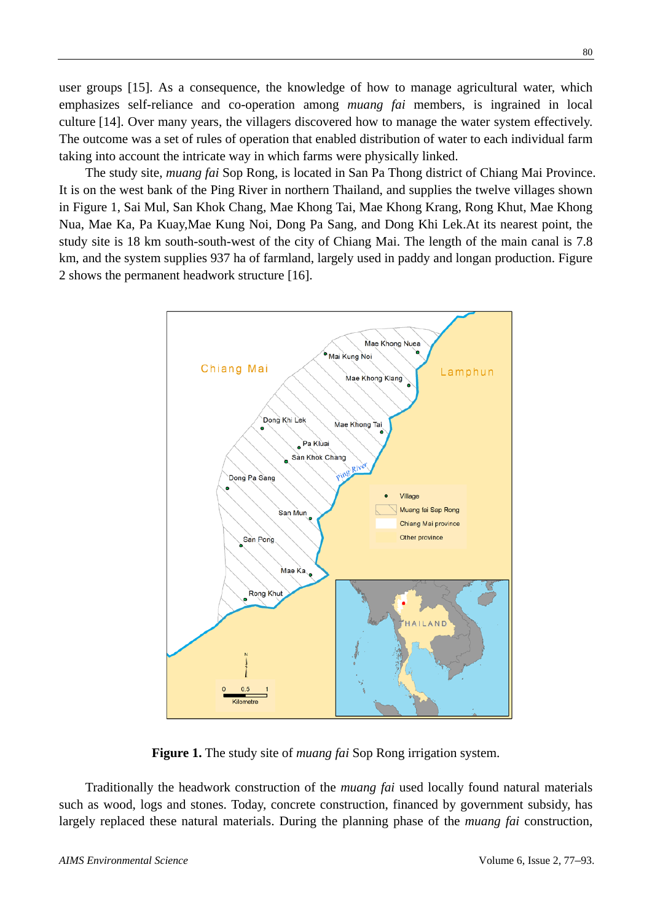user groups [15]. As a consequence, the knowledge of how to manage agricultural water, which emphasizes self-reliance and co-operation among *muang fai* members, is ingrained in local culture [14]. Over many years, the villagers discovered how to manage the water system effectively. The outcome was a set of rules of operation that enabled distribution of water to each individual farm taking into account the intricate way in which farms were physically linked.

The study site, *muang fai* Sop Rong, is located in San Pa Thong district of Chiang Mai Province. It is on the west bank of the Ping River in northern Thailand, and supplies the twelve villages shown in Figure 1, Sai Mul, San Khok Chang, Mae Khong Tai, Mae Khong Krang, Rong Khut, Mae Khong Nua, Mae Ka, Pa Kuay,Mae Kung Noi, Dong Pa Sang, and Dong Khi Lek.At its nearest point, the study site is 18 km south-south-west of the city of Chiang Mai. The length of the main canal is 7.8 km, and the system supplies 937 ha of farmland, largely used in paddy and longan production. Figure 2 shows the permanent headwork structure [16].

**Figure 1.** The study site of *muang fai* Sop Rong irrigation system.

Traditionally the headwork construction of the *muang fai* used locally found natural materials such as wood, logs and stones. Today, concrete construction, financed by government subsidy, has largely replaced these natural materials. During the planning phase of the *muang fai* construction,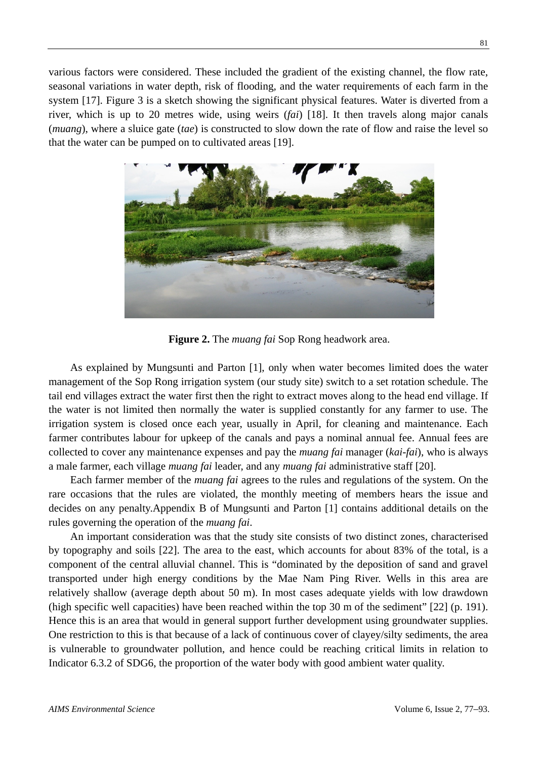various factors were considered. These included the gradient of the existing channel, the flow rate, seasonal variations in water depth, risk of flooding, and the water requirements of each farm in the system [17]. Figure 3 is a sketch showing the significant physical features. Water is diverted from a river, which is up to 20 metres wide, using weirs (*fai*) [18]. It then travels along major canals (*muang*), where a sluice gate (*tae*) is constructed to slow down the rate of flow and raise the level so that the water can be pumped on to cultivated areas [19].

**Figure 2.** The *muang fai* Sop Rong headwork area.

As explained by Mungsunti and Parton [1], only when water becomes limited does the water management of the Sop Rong irrigation system (our study site) switch to a set rotation schedule. The tail end villages extract the water first then the right to extract moves along to the head end village. If the water is not limited then normally the water is supplied constantly for any farmer to use. The irrigation system is closed once each year, usually in April, for cleaning and maintenance. Each farmer contributes labour for upkeep of the canals and pays a nominal annual fee. Annual fees are collected to cover any maintenance expenses and pay the *muang fai* manager (*kai-fai*), who is always a male farmer, each village *muang fai* leader, and any *muang fai* administrative staff [20].

Each farmer member of the *muang fai* agrees to the rules and regulations of the system. On the rare occasions that the rules are violated, the monthly meeting of members hears the issue and decides on any penalty.Appendix B of Mungsunti and Parton [1] contains additional details on the rules governing the operation of the *muang fai*.

An important consideration was that the study site consists of two distinct zones, characterised by topography and soils [22]. The area to the east, which accounts for about 83% of the total, is a component of the central alluvial channel. This is "dominated by the deposition of sand and gravel transported under high energy conditions by the Mae Nam Ping River. Wells in this area are relatively shallow (average depth about 50 m). In most cases adequate yields with low drawdown (high specific well capacities) have been reached within the top 30 m of the sediment" [22] (p. 191). Hence this is an area that would in general support further development using groundwater supplies. One restriction to this is that because of a lack of continuous cover of clayey/silty sediments, the area is vulnerable to groundwater pollution, and hence could be reaching critical limits in relation to Indicator 6.3.2 of SDG6, the proportion of the water body with good ambient water quality.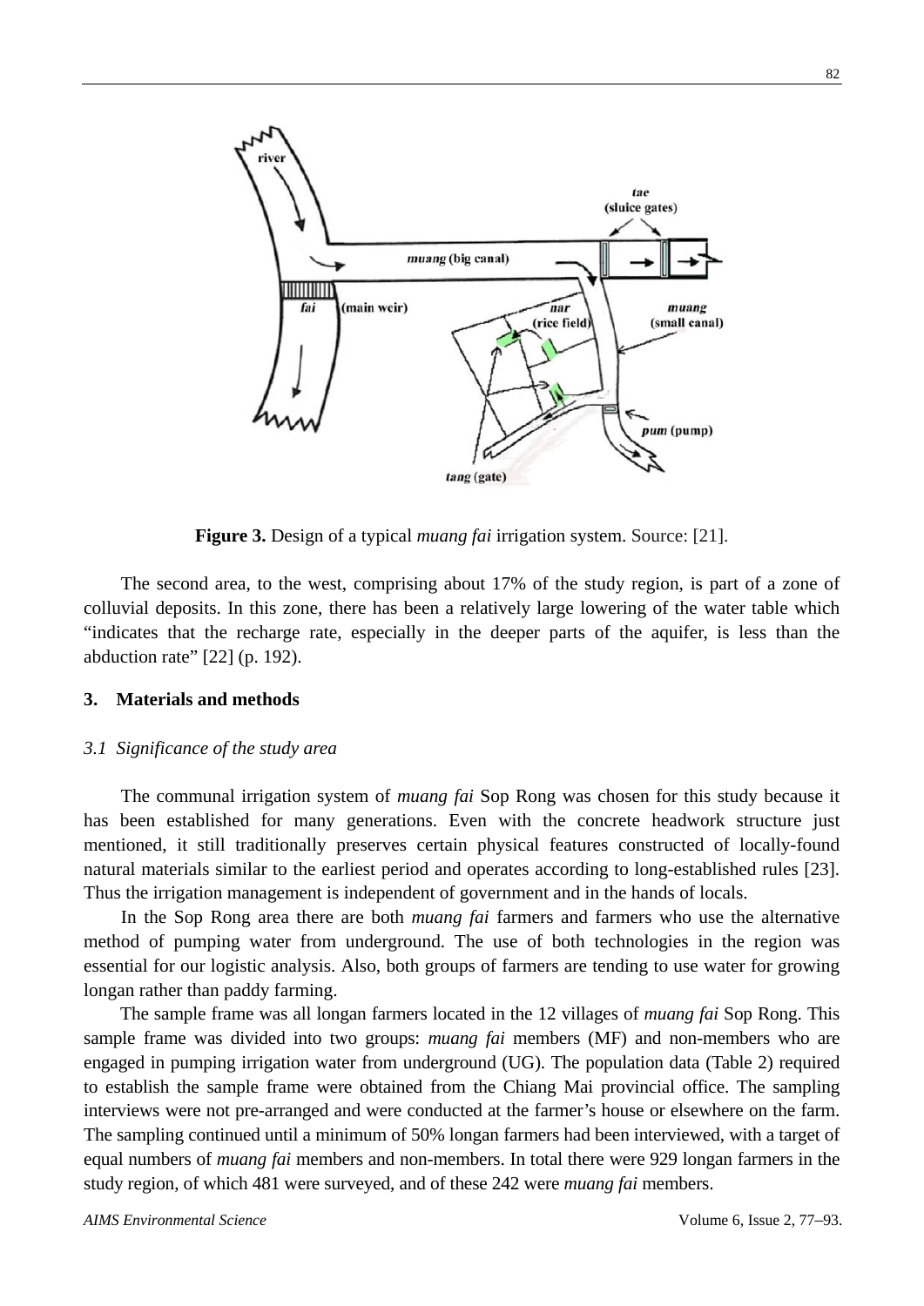**Figure 3.** Design of a typical *muang fai* irrigation system. Source: [21].

The second area, to the west, comprising about 17% of the study region, is part of a zone of colluvial deposits. In this zone, there has been a relatively large lowering of the water table which "indicates that the recharge rate, especially in the deeper parts of the aquifer, is less than the abduction rate" [22] (p. 192).

## 3. Materials and methods

### *3.1 Significance of the study area*

The communal irrigation system of *muang fai* Sop Rong was chosen for this study because it has been established for many generations. Even with the concrete headwork structure just mentioned, it still traditionally preserves certain physical features constructed of locally-found natural materials similar to the earliest period and operates according to long-established rules [23]. Thus the irrigation management is independent of government and in the hands of locals.

In the Sop Rong area there are both *muang fai* farmers and farmers who use the alternative method of pumping water from underground. The use of both technologies in the region was essential for our logistic analysis. Also, both groups of farmers are tending to use water for growing longan rather than paddy farming.

The sample frame was all longan farmers located in the 12 villages of *muang fai* Sop Rong. This sample frame was divided into two groups: *muang fai* members (MF) and non-members who are engaged in pumping irrigation water from underground (UG). The population data (Table 2) required to establish the sample frame were obtained from the Chiang Mai provincial office. The sampling interviews were not pre-arranged and were conducted at the farmer's house or elsewhere on the farm. The sampling continued until a minimum of 50% longan farmers had been interviewed, with a target of equal numbers of *muang fai* members and non-members. In total there were 929 longan farmers in the study region, of which 481 were surveyed, and of these 242 were *muang fai* members.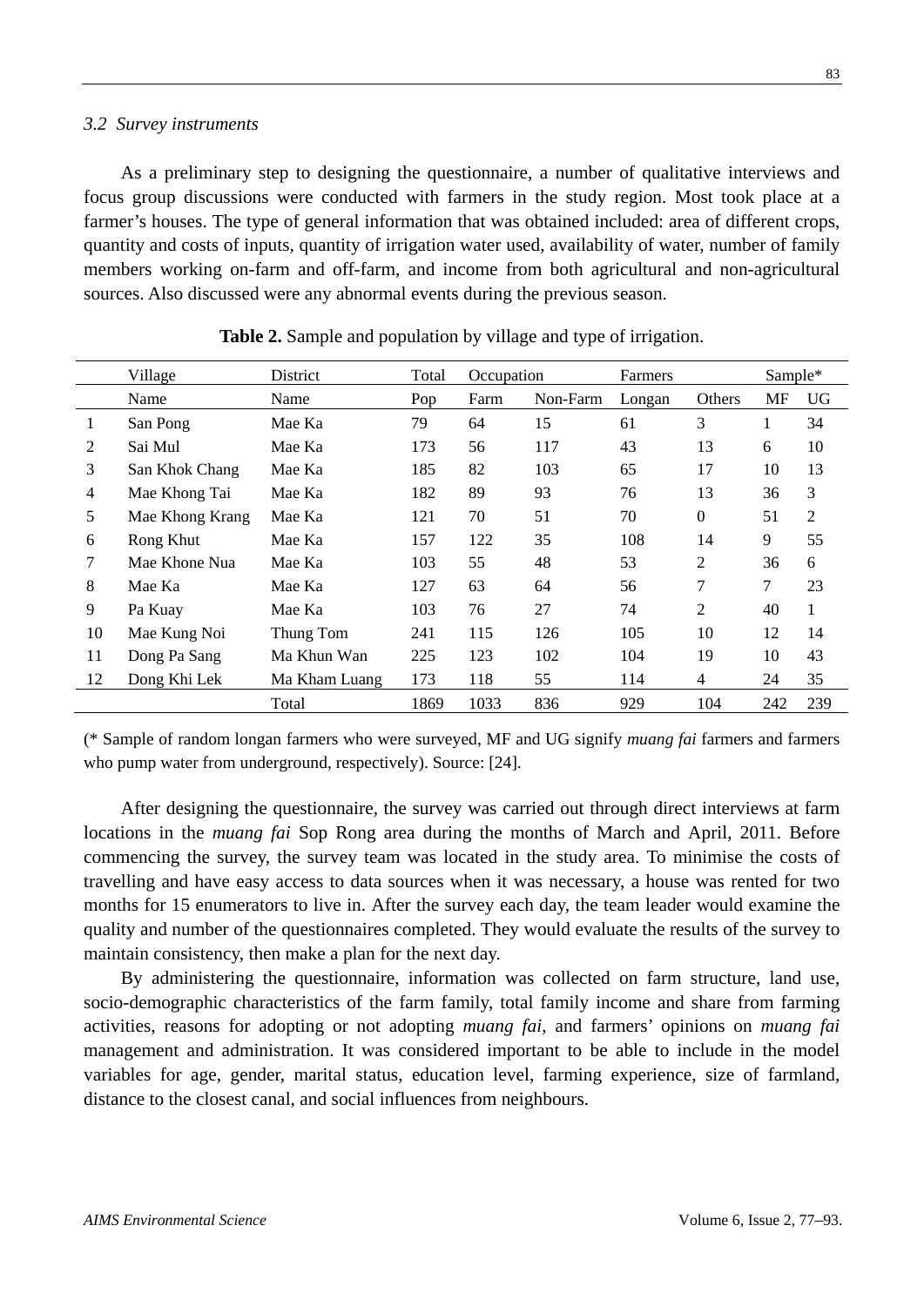### 3.2 Survey instruments

As a preliminary step to designing the questionnaire, a number of qualitative interviews and focus group discussions were conducted with farmers in the study region. Most took place at a farmer's houses. The type of general information that was obtained included: area of different crops, quantity and costs of inputs, quantity of irrigation water used, availability of water, number of family members working on-farm and off-farm, and income from both agricultural and non-agricultural sources. Also discussed were any abnormal events during the previous season.

**Table 2.** Sample and population by village and type of irrigation.

| | Village | District | Total | Occupation | | Farmers | | Sample* | |
|---|---|---|---|---|---|---|---|---|---|
| | Name | Name | Pop | Farm | Non-Farm | Longan | Others | MF | UG |
| 1 | San Pong | Mae Ka | 79 | 64 | 15 | 61 | 3 | 1 | 34 |
| 2 | Sai Mul | Mae Ka | 173 | 56 | 117 | 43 | 13 | 6 | 10 |
| 3 | San Khok Chang | Mae Ka | 185 | 82 | 103 | 65 | 17 | 10 | 13 |
| 4 | Mae Khong Tai | Mae Ka | 182 | 89 | 93 | 76 | 13 | 36 | 3 |
| 5 | Mae Khong Krang | Mae Ka | 121 | 70 | 51 | 70 | 0 | 51 | 2 |
| 6 | Rong Khut | Mae Ka | 157 | 122 | 35 | 108 | 14 | 9 | 55 |
| 7 | Mae Khone Nua | Mae Ka | 103 | 55 | 48 | 53 | 2 | 36 | 6 |
| 8 | Mae Ka | Mae Ka | 127 | 63 | 64 | 56 | 7 | 7 | 23 |
| 9 | Pa Kuay | Mae Ka | 103 | 76 | 27 | 74 | 2 | 40 | 1 |
| 10 | Mae Kung Noi | Thung Tom | 241 | 115 | 126 | 105 | 10 | 12 | 14 |
| 11 | Dong Pa Sang | Ma Khun Wan | 225 | 123 | 102 | 104 | 19 | 10 | 43 |
| 12 | Dong Khi Lek | Ma Kham Luang | 173 | 118 | 55 | 114 | 4 | 24 | 35 |
| | | Total | 1869 | 1033 | 836 | 929 | 104 | 242 | 239 |

(* Sample of random longan farmers who were surveyed, MF and UG signify *muang fai* farmers and farmers who pump water from underground, respectively). Source: [24].

After designing the questionnaire, the survey was carried out through direct interviews at farm locations in the *muang fai* Sop Rong area during the months of March and April, 2011. Before commencing the survey, the survey team was located in the study area. To minimise the costs of travelling and have easy access to data sources when it was necessary, a house was rented for two months for 15 enumerators to live in. After the survey each day, the team leader would examine the quality and number of the questionnaires completed. They would evaluate the results of the survey to maintain consistency, then make a plan for the next day.

By administering the questionnaire, information was collected on farm structure, land use, socio-demographic characteristics of the farm family, total family income and share from farming activities, reasons for adopting or not adopting *muang fai*, and farmers' opinions on *muang fai* management and administration. It was considered important to be able to include in the model variables for age, gender, marital status, education level, farming experience, size of farmland, distance to the closest canal, and social influences from neighbours.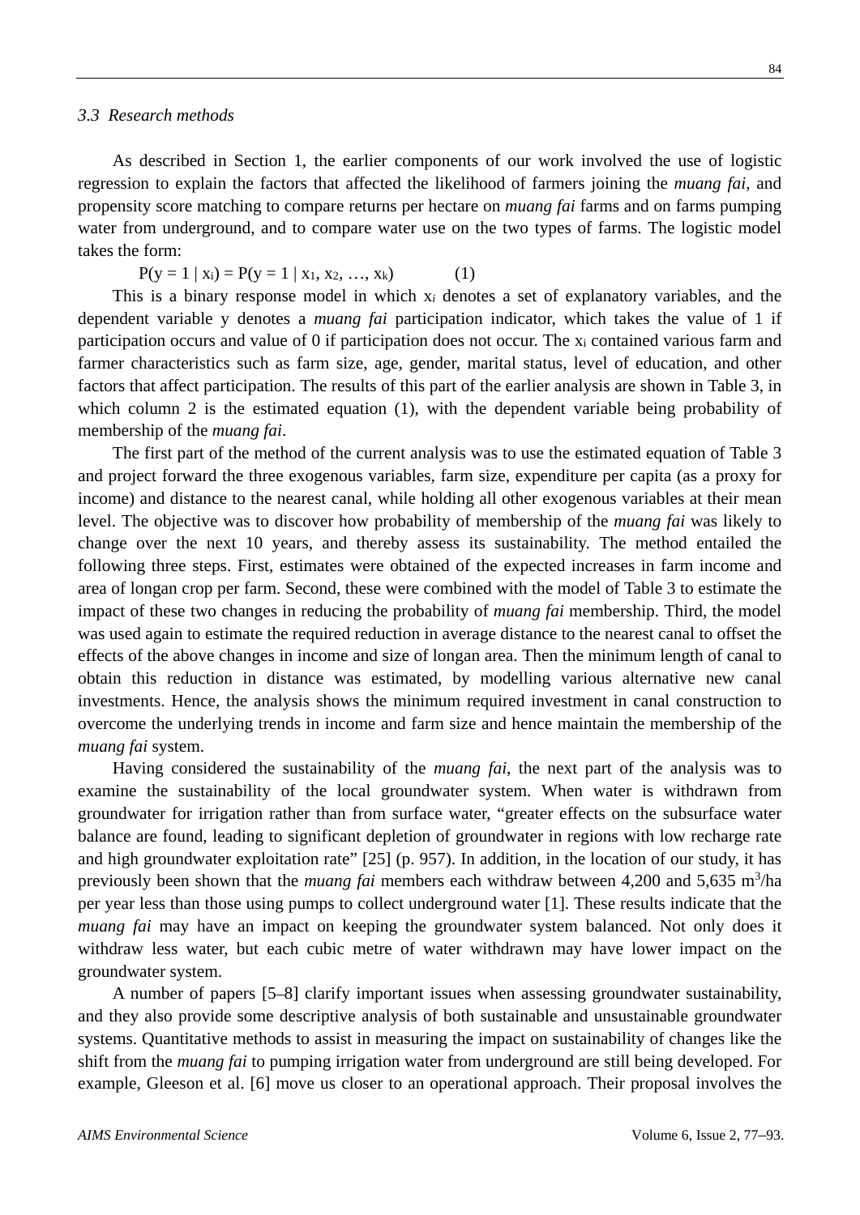### 3.3 Research methods

As described in Section 1, the earlier components of our work involved the use of logistic regression to explain the factors that affected the likelihood of farmers joining the *muang fai*, and propensity score matching to compare returns per hectare on *muang fai* farms and on farms pumping water from underground, and to compare water use on the two types of farms. The logistic model takes the form:

$$P(y = 1 \mid x_i) = P(y = 1 \mid x_1, x_2, \ldots, x_k) \qquad (1)$$

This is a binary response model in which $x_i$ denotes a set of explanatory variables, and the dependent variable y denotes a *muang fai* participation indicator, which takes the value of 1 if participation occurs and value of 0 if participation does not occur. The $x_i$ contained various farm and farmer characteristics such as farm size, age, gender, marital status, level of education, and other factors that affect participation. The results of this part of the earlier analysis are shown in Table 3, in which column 2 is the estimated equation (1), with the dependent variable being probability of membership of the *muang fai*.

The first part of the method of the current analysis was to use the estimated equation of Table 3 and project forward the three exogenous variables, farm size, expenditure per capita (as a proxy for income) and distance to the nearest canal, while holding all other exogenous variables at their mean level. The objective was to discover how probability of membership of the *muang fai* was likely to change over the next 10 years, and thereby assess its sustainability. The method entailed the following three steps. First, estimates were obtained of the expected increases in farm income and area of longan crop per farm. Second, these were combined with the model of Table 3 to estimate the impact of these two changes in reducing the probability of *muang fai* membership. Third, the model was used again to estimate the required reduction in average distance to the nearest canal to offset the effects of the above changes in income and size of longan area. Then the minimum length of canal to obtain this reduction in distance was estimated, by modelling various alternative new canal investments. Hence, the analysis shows the minimum required investment in canal construction to overcome the underlying trends in income and farm size and hence maintain the membership of the *muang fai* system.

Having considered the sustainability of the *muang fai*, the next part of the analysis was to examine the sustainability of the local groundwater system. When water is withdrawn from groundwater for irrigation rather than from surface water, "greater effects on the subsurface water balance are found, leading to significant depletion of groundwater in regions with low recharge rate and high groundwater exploitation rate" [25] (p. 957). In addition, in the location of our study, it has previously been shown that the *muang fai* members each withdraw between 4,200 and 5,635 $m^3$/ha per year less than those using pumps to collect underground water [1]. These results indicate that the *muang fai* may have an impact on keeping the groundwater system balanced. Not only does it withdraw less water, but each cubic metre of water withdrawn may have lower impact on the groundwater system.

A number of papers [5–8] clarify important issues when assessing groundwater sustainability, and they also provide some descriptive analysis of both sustainable and unsustainable groundwater systems. Quantitative methods to assist in measuring the impact on sustainability of changes like the shift from the *muang fai* to pumping irrigation water from underground are still being developed. For example, Gleeson et al. [6] move us closer to an operational approach. Their proposal involves the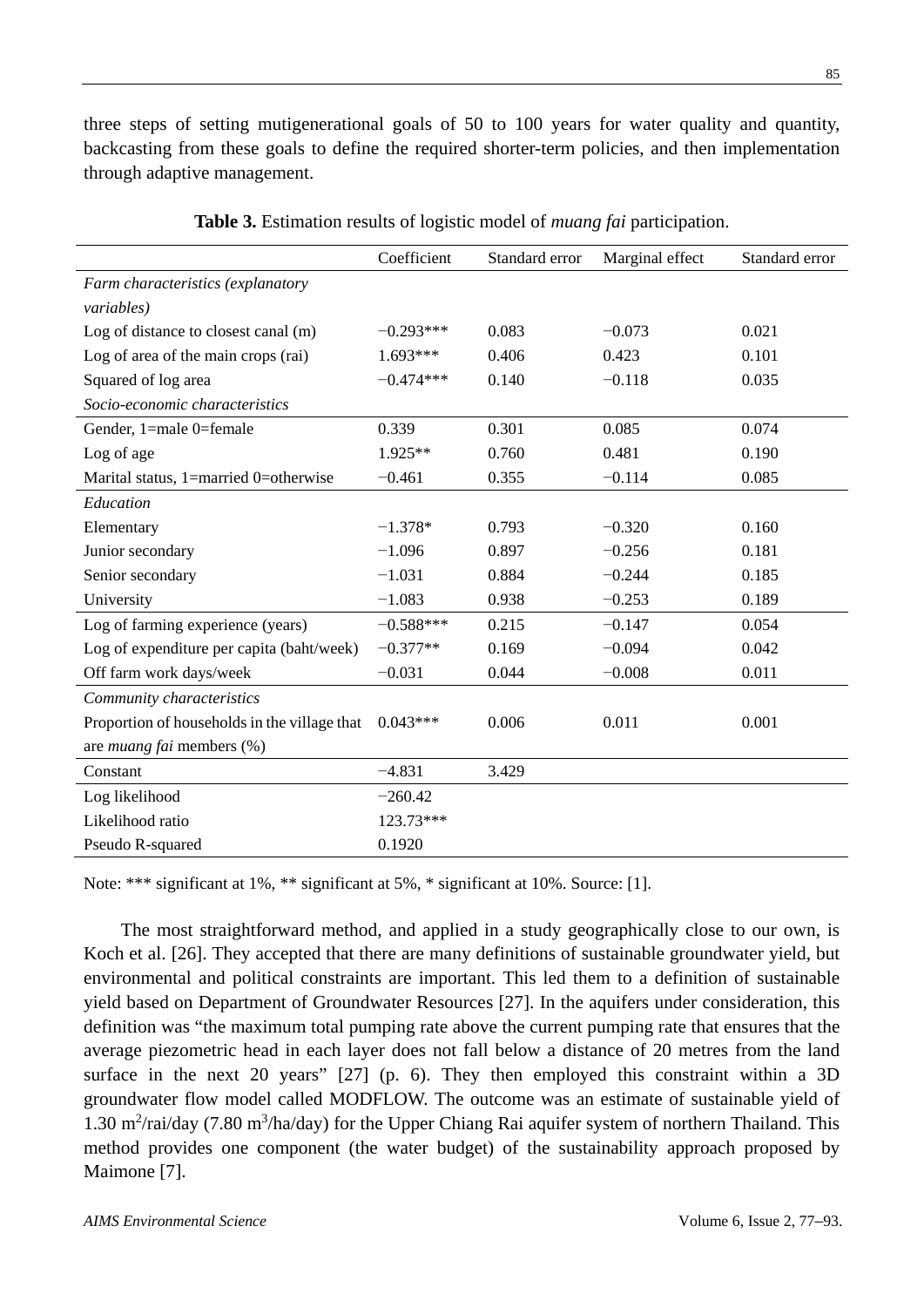three steps of setting mutigenerational goals of 50 to 100 years for water quality and quantity, backcasting from these goals to define the required shorter-term policies, and then implementation through adaptive management.

**Table 3.** Estimation results of logistic model of *muang fai* participation.

| | Coefficient | Standard error | Marginal effect | Standard error |
|---|---|---|---|---|
| *Farm characteristics (explanatory variables)* | | | | |
| Log of distance to closest canal (m) | −0.293*** | 0.083 | −0.073 | 0.021 |
| Log of area of the main crops (rai) | 1.693*** | 0.406 | 0.423 | 0.101 |
| Squared of log area | −0.474*** | 0.140 | −0.118 | 0.035 |
| *Socio-economic characteristics* | | | | |
| Gender, 1=male 0=female | 0.339 | 0.301 | 0.085 | 0.074 |
| Log of age | 1.925** | 0.760 | 0.481 | 0.190 |
| Marital status, 1=married 0=otherwise | −0.461 | 0.355 | −0.114 | 0.085 |
| *Education* | | | | |
| Elementary | −1.378* | 0.793 | −0.320 | 0.160 |
| Junior secondary | −1.096 | 0.897 | −0.256 | 0.181 |
| Senior secondary | −1.031 | 0.884 | −0.244 | 0.185 |
| University | −1.083 | 0.938 | −0.253 | 0.189 |
| Log of farming experience (years) | −0.588*** | 0.215 | −0.147 | 0.054 |
| Log of expenditure per capita (baht/week) | −0.377** | 0.169 | −0.094 | 0.042 |
| Off farm work days/week | −0.031 | 0.044 | −0.008 | 0.011 |
| *Community characteristics* | | | | |
| Proportion of households in the village that are *muang fai* members (%) | 0.043*** | 0.006 | 0.011 | 0.001 |
| Constant | −4.831 | 3.429 | | |
| Log likelihood | −260.42 | | | |
| Likelihood ratio | 123.73*** | | | |
| Pseudo R-squared | 0.1920 | | | |

Note: *** significant at 1%, ** significant at 5%, * significant at 10%. Source: [1].

The most straightforward method, and applied in a study geographically close to our own, is Koch et al. [26]. They accepted that there are many definitions of sustainable groundwater yield, but environmental and political constraints are important. This led them to a definition of sustainable yield based on Department of Groundwater Resources [27]. In the aquifers under consideration, this definition was "the maximum total pumping rate above the current pumping rate that ensures that the average piezometric head in each layer does not fall below a distance of 20 metres from the land surface in the next 20 years" [27] (p. 6). They then employed this constraint within a 3D groundwater flow model called MODFLOW. The outcome was an estimate of sustainable yield of 1.30 $m^2$/rai/day (7.80 $m^3$/ha/day) for the Upper Chiang Rai aquifer system of northern Thailand. This method provides one component (the water budget) of the sustainability approach proposed by Maimone [7].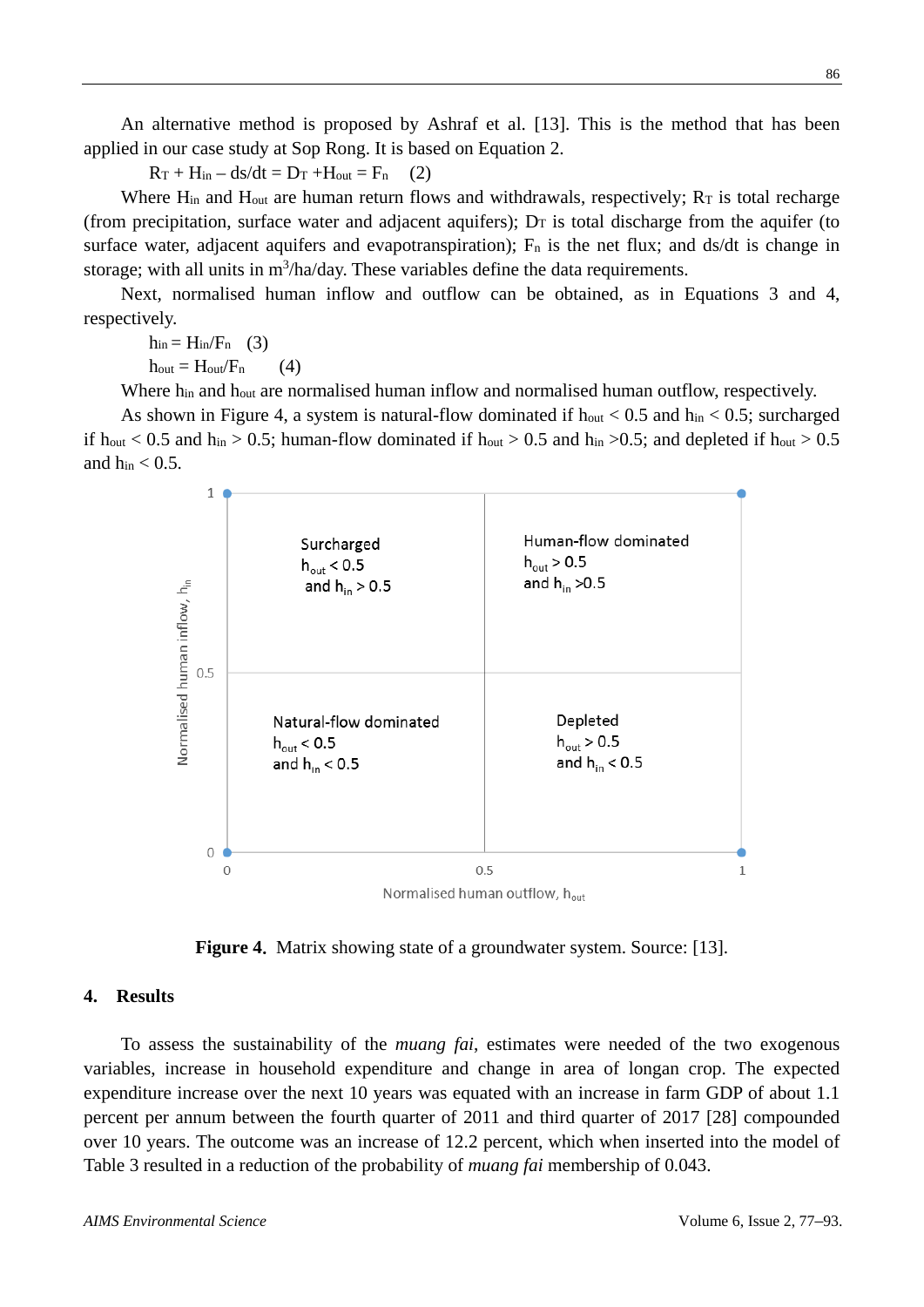An alternative method is proposed by Ashraf et al. [13]. This is the method that has been applied in our case study at Sop Rong. It is based on Equation 2.

$$R_T + H_{in} - ds/dt = D_T + H_{out} = F_n \quad (2)$$

Where $H_{in}$ and $H_{out}$ are human return flows and withdrawals, respectively; $R_T$ is total recharge (from precipitation, surface water and adjacent aquifers); $D_T$ is total discharge from the aquifer (to surface water, adjacent aquifers and evapotranspiration); $F_n$ is the net flux; and ds/dt is change in storage; with all units in $m^3$/ha/day. These variables define the data requirements.

Next, normalised human inflow and outflow can be obtained, as in Equations 3 and 4, respectively.

$$h_{in} = H_{in}/F_n \quad (3)$$

$$h_{out} = H_{out}/F_n \quad (4)$$

Where $h_{in}$ and $h_{out}$ are normalised human inflow and normalised human outflow, respectively.

As shown in Figure 4, a system is natural-flow dominated if $h_{out} < 0.5$ and $h_{in} < 0.5$; surcharged if $h_{out} < 0.5$ and $h_{in} > 0.5$; human-flow dominated if $h_{out} > 0.5$ and $h_{in} > 0.5$; and depleted if $h_{out} > 0.5$ and $h_{in} < 0.5$.

| | $h_{out} < 0.5$ | $h_{out} > 0.5$ |
|---|---|---|
| $h_{in} > 0.5$ | Surcharged: $h_{out} < 0.5$ and $h_{in} > 0.5$ | Human-flow dominated: $h_{out} > 0.5$ and $h_{in} > 0.5$ |
| $h_{in} < 0.5$ | Natural-flow dominated: $h_{out} < 0.5$ and $h_{in} < 0.5$ | Depleted: $h_{out} > 0.5$ and $h_{in} < 0.5$ |

**Figure 4.** Matrix showing state of a groundwater system. Source: [13].

## 4. Results

To assess the sustainability of the *muang fai*, estimates were needed of the two exogenous variables, increase in household expenditure and change in area of longan crop. The expected expenditure increase over the next 10 years was equated with an increase in farm GDP of about 1.1 percent per annum between the fourth quarter of 2011 and third quarter of 2017 [28] compounded over 10 years. The outcome was an increase of 12.2 percent, which when inserted into the model of Table 3 resulted in a reduction of the probability of *muang fai* membership of 0.043.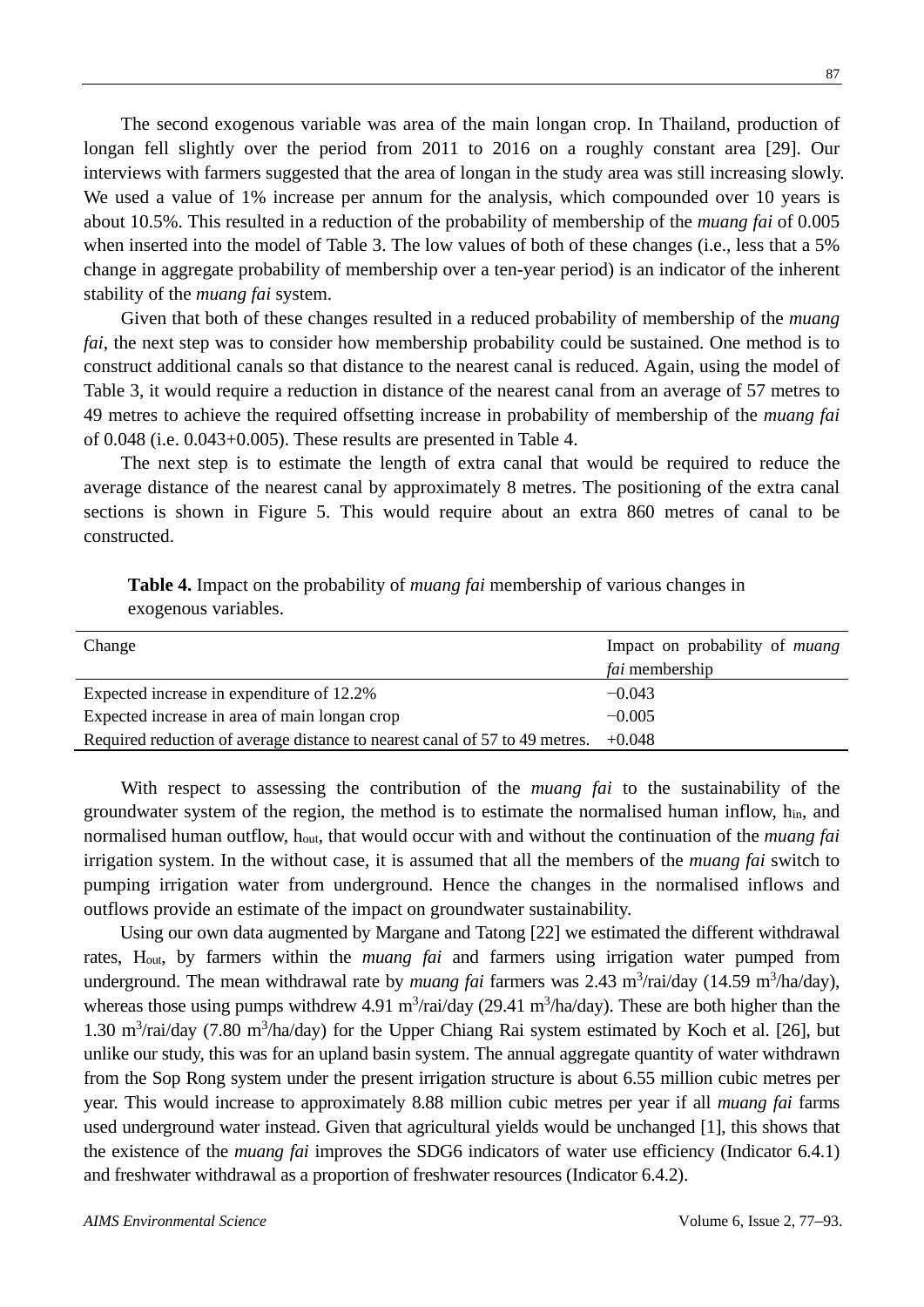The second exogenous variable was area of the main longan crop. In Thailand, production of longan fell slightly over the period from 2011 to 2016 on a roughly constant area [29]. Our interviews with farmers suggested that the area of longan in the study area was still increasing slowly. We used a value of 1% increase per annum for the analysis, which compounded over 10 years is about 10.5%. This resulted in a reduction of the probability of membership of the *muang fai* of 0.005 when inserted into the model of Table 3. The low values of both of these changes (i.e., less that a 5% change in aggregate probability of membership over a ten-year period) is an indicator of the inherent stability of the *muang fai* system.

Given that both of these changes resulted in a reduced probability of membership of the *muang fai*, the next step was to consider how membership probability could be sustained. One method is to construct additional canals so that distance to the nearest canal is reduced. Again, using the model of Table 3, it would require a reduction in distance of the nearest canal from an average of 57 metres to 49 metres to achieve the required offsetting increase in probability of membership of the *muang fai* of 0.048 (i.e. 0.043+0.005). These results are presented in Table 4.

The next step is to estimate the length of extra canal that would be required to reduce the average distance of the nearest canal by approximately 8 metres. The positioning of the extra canal sections is shown in Figure 5. This would require about an extra 860 metres of canal to be constructed.

**Table 4.** Impact on the probability of *muang fai* membership of various changes in exogenous variables.

| Change | Impact on probability of *muang fai* membership |
|---|---|
| Expected increase in expenditure of 12.2% | −0.043 |
| Expected increase in area of main longan crop | −0.005 |
| Required reduction of average distance to nearest canal of 57 to 49 metres. | +0.048 |

With respect to assessing the contribution of the *muang fai* to the sustainability of the groundwater system of the region, the method is to estimate the normalised human inflow, $h_{in}$, and normalised human outflow, $h_{out}$, that would occur with and without the continuation of the *muang fai* irrigation system. In the without case, it is assumed that all the members of the *muang fai* switch to pumping irrigation water from underground. Hence the changes in the normalised inflows and outflows provide an estimate of the impact on groundwater sustainability.

Using our own data augmented by Margane and Tatong [22] we estimated the different withdrawal rates, $H_{out}$, by farmers within the *muang fai* and farmers using irrigation water pumped from underground. The mean withdrawal rate by *muang fai* farmers was 2.43 $m^3$/rai/day (14.59 $m^3$/ha/day), whereas those using pumps withdrew 4.91 $m^3$/rai/day (29.41 $m^3$/ha/day). These are both higher than the 1.30 $m^3$/rai/day (7.80 $m^3$/ha/day) for the Upper Chiang Rai system estimated by Koch et al. [26], but unlike our study, this was for an upland basin system. The annual aggregate quantity of water withdrawn from the Sop Rong system under the present irrigation structure is about 6.55 million cubic metres per year. This would increase to approximately 8.88 million cubic metres per year if all *muang fai* farms used underground water instead. Given that agricultural yields would be unchanged [1], this shows that the existence of the *muang fai* improves the SDG6 indicators of water use efficiency (Indicator 6.4.1) and freshwater withdrawal as a proportion of freshwater resources (Indicator 6.4.2).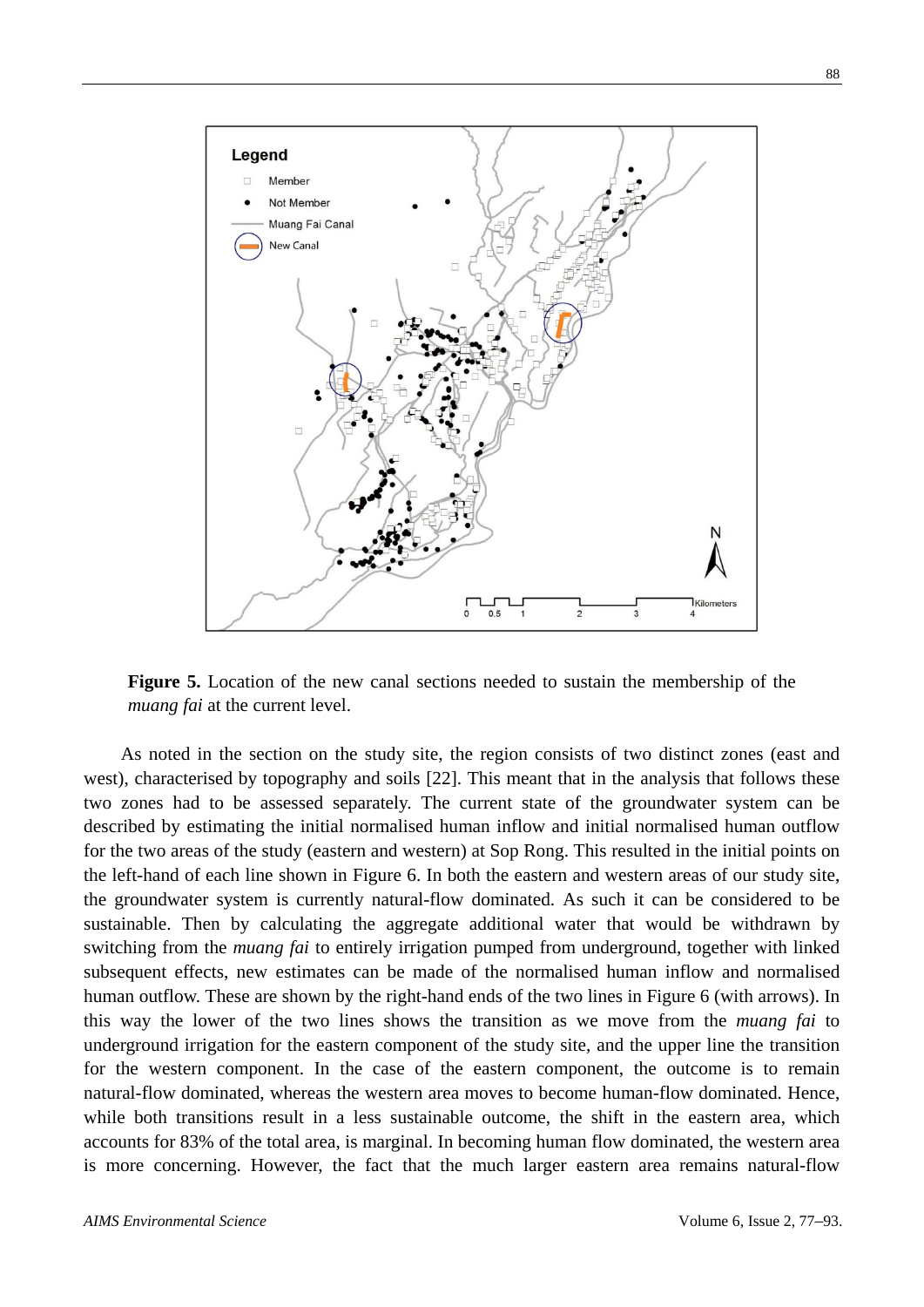**Figure 5.** Location of the new canal sections needed to sustain the membership of the *muang fai* at the current level.

As noted in the section on the study site, the region consists of two distinct zones (east and west), characterised by topography and soils [22]. This meant that in the analysis that follows these two zones had to be assessed separately. The current state of the groundwater system can be described by estimating the initial normalised human inflow and initial normalised human outflow for the two areas of the study (eastern and western) at Sop Rong. This resulted in the initial points on the left-hand of each line shown in Figure 6. In both the eastern and western areas of our study site, the groundwater system is currently natural-flow dominated. As such it can be considered to be sustainable. Then by calculating the aggregate additional water that would be withdrawn by switching from the *muang fai* to entirely irrigation pumped from underground, together with linked subsequent effects, new estimates can be made of the normalised human inflow and normalised human outflow. These are shown by the right-hand ends of the two lines in Figure 6 (with arrows). In this way the lower of the two lines shows the transition as we move from the *muang fai* to underground irrigation for the eastern component of the study site, and the upper line the transition for the western component. In the case of the eastern component, the outcome is to remain natural-flow dominated, whereas the western area moves to become human-flow dominated. Hence, while both transitions result in a less sustainable outcome, the shift in the eastern area, which accounts for 83% of the total area, is marginal. In becoming human flow dominated, the western area is more concerning. However, the fact that the much larger eastern area remains natural-flow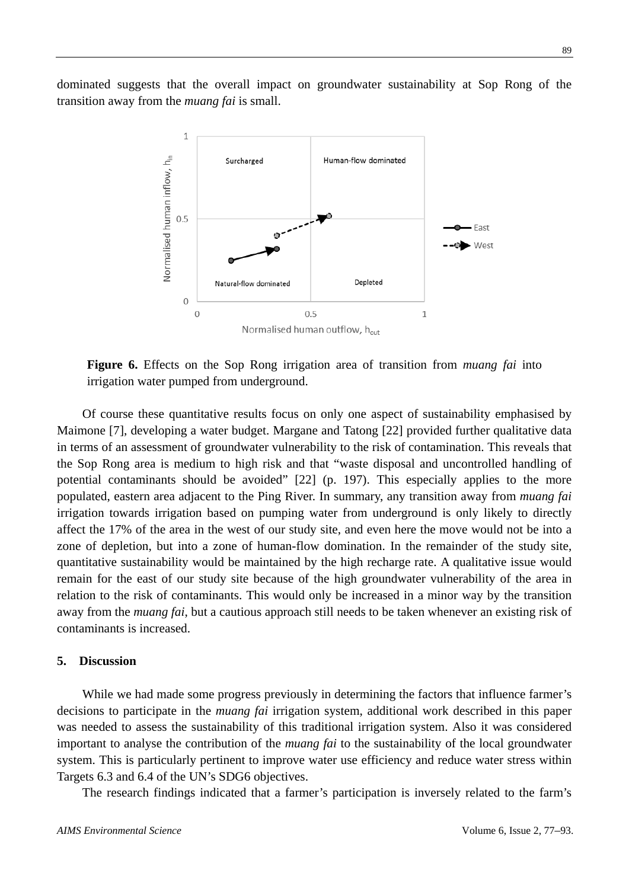dominated suggests that the overall impact on groundwater sustainability at Sop Rong of the transition away from the *muang fai* is small.

**Figure 6.** Effects on the Sop Rong irrigation area of transition from *muang fai* into irrigation water pumped from underground.

Of course these quantitative results focus on only one aspect of sustainability emphasised by Maimone [7], developing a water budget. Margane and Tatong [22] provided further qualitative data in terms of an assessment of groundwater vulnerability to the risk of contamination. This reveals that the Sop Rong area is medium to high risk and that "waste disposal and uncontrolled handling of potential contaminants should be avoided" [22] (p. 197). This especially applies to the more populated, eastern area adjacent to the Ping River. In summary, any transition away from *muang fai* irrigation towards irrigation based on pumping water from underground is only likely to directly affect the 17% of the area in the west of our study site, and even here the move would not be into a zone of depletion, but into a zone of human-flow domination. In the remainder of the study site, quantitative sustainability would be maintained by the high recharge rate. A qualitative issue would remain for the east of our study site because of the high groundwater vulnerability of the area in relation to the risk of contaminants. This would only be increased in a minor way by the transition away from the *muang fai*, but a cautious approach still needs to be taken whenever an existing risk of contaminants is increased.

## 5. Discussion

While we had made some progress previously in determining the factors that influence farmer's decisions to participate in the *muang fai* irrigation system, additional work described in this paper was needed to assess the sustainability of this traditional irrigation system. Also it was considered important to analyse the contribution of the *muang fai* to the sustainability of the local groundwater system. This is particularly pertinent to improve water use efficiency and reduce water stress within Targets 6.3 and 6.4 of the UN's SDG6 objectives.

The research findings indicated that a farmer's participation is inversely related to the farm's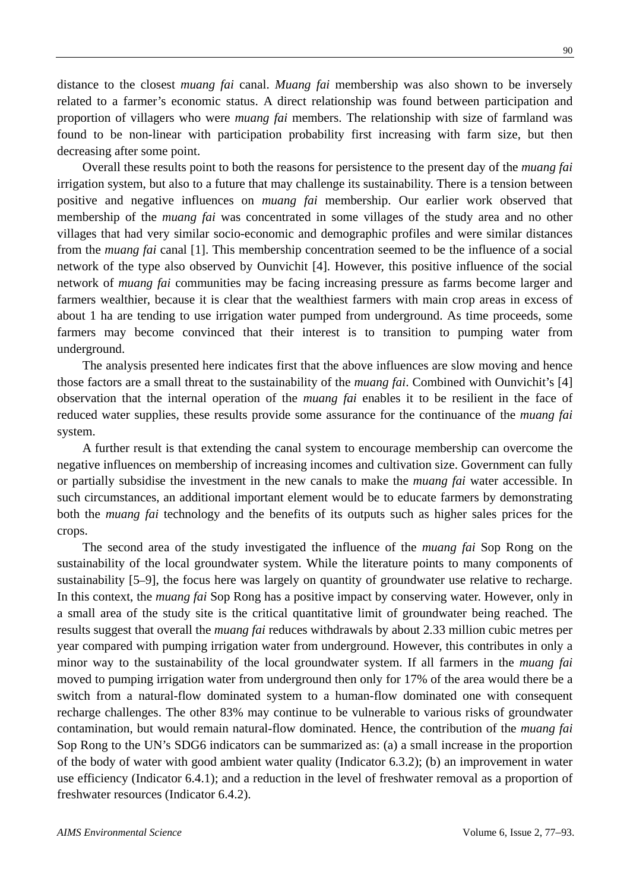distance to the closest *muang fai* canal. *Muang fai* membership was also shown to be inversely related to a farmer's economic status. A direct relationship was found between participation and proportion of villagers who were *muang fai* members. The relationship with size of farmland was found to be non-linear with participation probability first increasing with farm size, but then decreasing after some point.

Overall these results point to both the reasons for persistence to the present day of the *muang fai* irrigation system, but also to a future that may challenge its sustainability. There is a tension between positive and negative influences on *muang fai* membership. Our earlier work observed that membership of the *muang fai* was concentrated in some villages of the study area and no other villages that had very similar socio-economic and demographic profiles and were similar distances from the *muang fai* canal [1]. This membership concentration seemed to be the influence of a social network of the type also observed by Ounvichit [4]. However, this positive influence of the social network of *muang fai* communities may be facing increasing pressure as farms become larger and farmers wealthier, because it is clear that the wealthiest farmers with main crop areas in excess of about 1 ha are tending to use irrigation water pumped from underground. As time proceeds, some farmers may become convinced that their interest is to transition to pumping water from underground.

The analysis presented here indicates first that the above influences are slow moving and hence those factors are a small threat to the sustainability of the *muang fai*. Combined with Ounvichit's [4] observation that the internal operation of the *muang fai* enables it to be resilient in the face of reduced water supplies, these results provide some assurance for the continuance of the *muang fai* system.

A further result is that extending the canal system to encourage membership can overcome the negative influences on membership of increasing incomes and cultivation size. Government can fully or partially subsidise the investment in the new canals to make the *muang fai* water accessible. In such circumstances, an additional important element would be to educate farmers by demonstrating both the *muang fai* technology and the benefits of its outputs such as higher sales prices for the crops.

The second area of the study investigated the influence of the *muang fai* Sop Rong on the sustainability of the local groundwater system. While the literature points to many components of sustainability [5–9], the focus here was largely on quantity of groundwater use relative to recharge. In this context, the *muang fai* Sop Rong has a positive impact by conserving water. However, only in a small area of the study site is the critical quantitative limit of groundwater being reached. The results suggest that overall the *muang fai* reduces withdrawals by about 2.33 million cubic metres per year compared with pumping irrigation water from underground. However, this contributes in only a minor way to the sustainability of the local groundwater system. If all farmers in the *muang fai* moved to pumping irrigation water from underground then only for 17% of the area would there be a switch from a natural-flow dominated system to a human-flow dominated one with consequent recharge challenges. The other 83% may continue to be vulnerable to various risks of groundwater contamination, but would remain natural-flow dominated. Hence, the contribution of the *muang fai* Sop Rong to the UN's SDG6 indicators can be summarized as: (a) a small increase in the proportion of the body of water with good ambient water quality (Indicator 6.3.2); (b) an improvement in water use efficiency (Indicator 6.4.1); and a reduction in the level of freshwater removal as a proportion of freshwater resources (Indicator 6.4.2).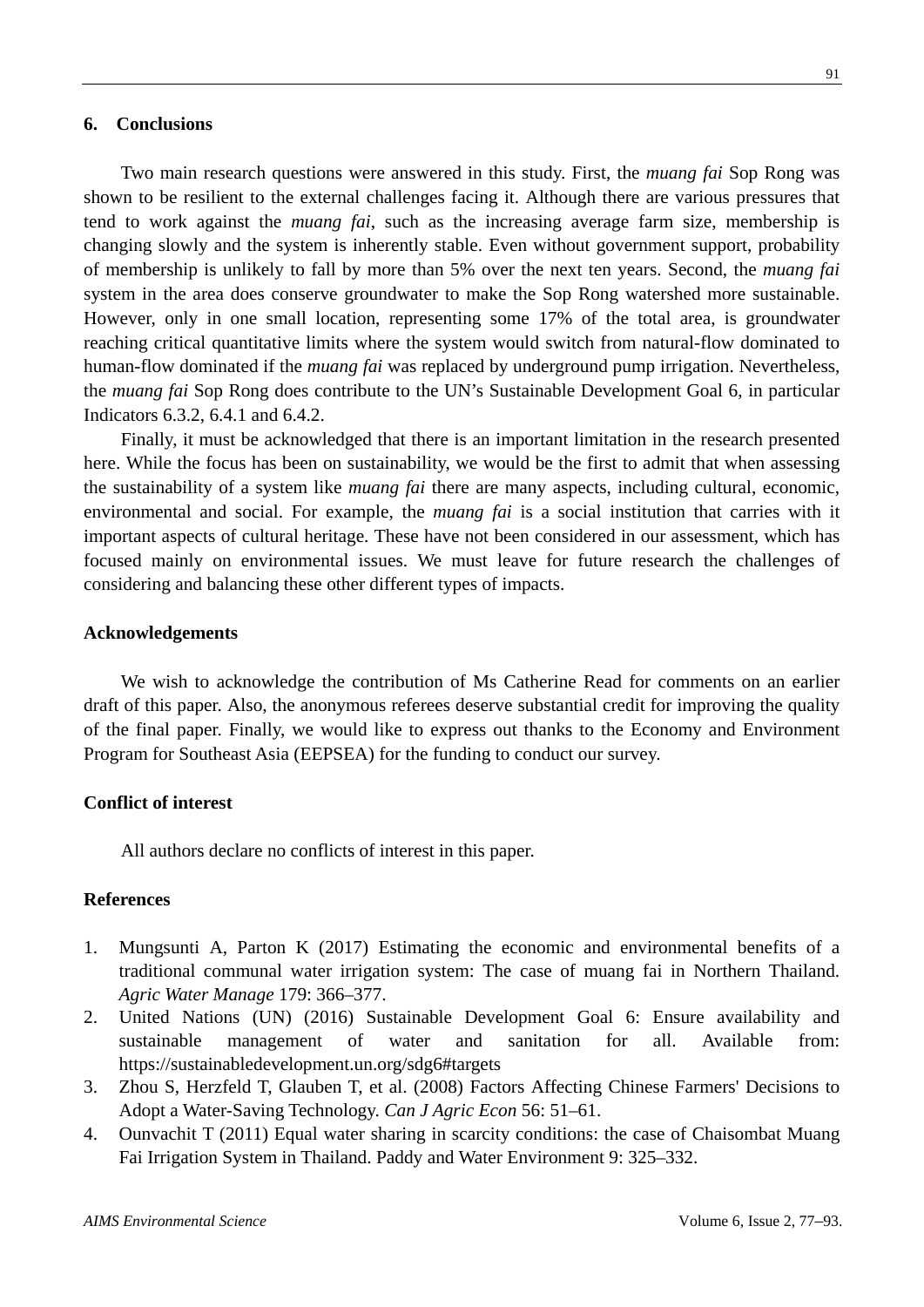## 6. Conclusions

Two main research questions were answered in this study. First, the *muang fai* Sop Rong was shown to be resilient to the external challenges facing it. Although there are various pressures that tend to work against the *muang fai*, such as the increasing average farm size, membership is changing slowly and the system is inherently stable. Even without government support, probability of membership is unlikely to fall by more than 5% over the next ten years. Second, the *muang fai* system in the area does conserve groundwater to make the Sop Rong watershed more sustainable. However, only in one small location, representing some 17% of the total area, is groundwater reaching critical quantitative limits where the system would switch from natural-flow dominated to human-flow dominated if the *muang fai* was replaced by underground pump irrigation. Nevertheless, the *muang fai* Sop Rong does contribute to the UN's Sustainable Development Goal 6, in particular Indicators 6.3.2, 6.4.1 and 6.4.2.

Finally, it must be acknowledged that there is an important limitation in the research presented here. While the focus has been on sustainability, we would be the first to admit that when assessing the sustainability of a system like *muang fai* there are many aspects, including cultural, economic, environmental and social. For example, the *muang fai* is a social institution that carries with it important aspects of cultural heritage. These have not been considered in our assessment, which has focused mainly on environmental issues. We must leave for future research the challenges of considering and balancing these other different types of impacts.

## Acknowledgements

We wish to acknowledge the contribution of Ms Catherine Read for comments on an earlier draft of this paper. Also, the anonymous referees deserve substantial credit for improving the quality of the final paper. Finally, we would like to express out thanks to the Economy and Environment Program for Southeast Asia (EEPSEA) for the funding to conduct our survey.

## Conflict of interest

All authors declare no conflicts of interest in this paper.

## References

1. Mungsunti A, Parton K (2017) Estimating the economic and environmental benefits of a traditional communal water irrigation system: The case of muang fai in Northern Thailand. *Agric Water Manage* 179: 366–377.
2. United Nations (UN) (2016) Sustainable Development Goal 6: Ensure availability and sustainable management of water and sanitation for all. Available from: https://sustainabledevelopment.un.org/sdg6#targets
3. Zhou S, Herzfeld T, Glauben T, et al. (2008) Factors Affecting Chinese Farmers' Decisions to Adopt a Water-Saving Technology. *Can J Agric Econ* 56: 51–61.
4. Ounvachit T (2011) Equal water sharing in scarcity conditions: the case of Chaisombat Muang Fai Irrigation System in Thailand. Paddy and Water Environment 9: 325–332.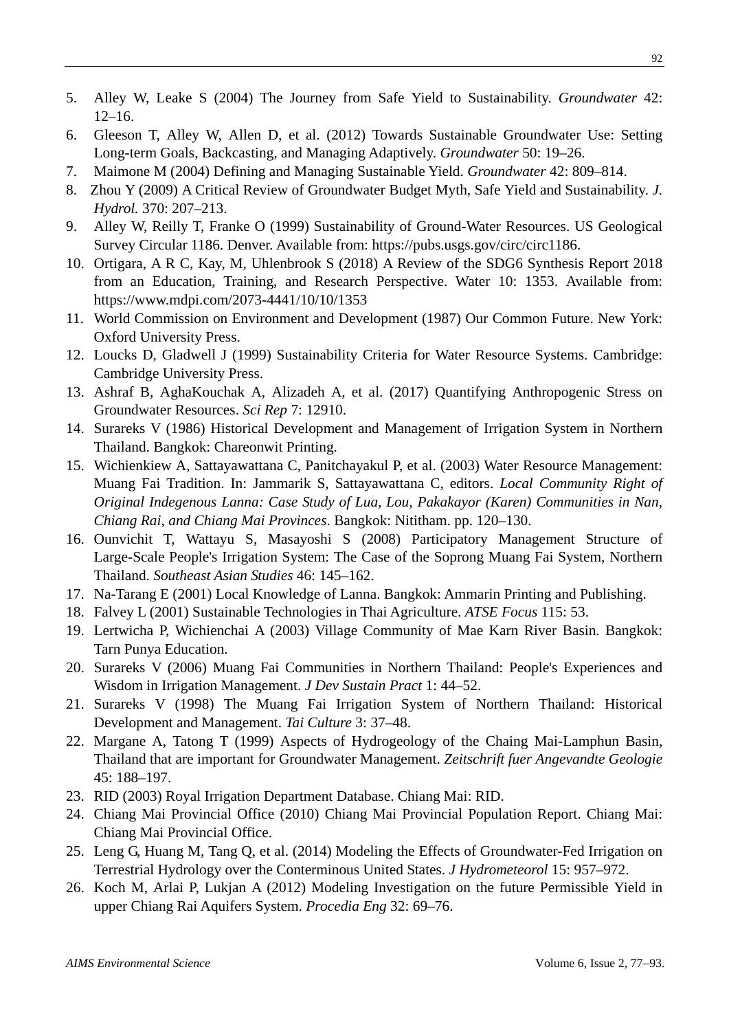5. Alley W, Leake S (2004) The Journey from Safe Yield to Sustainability. *Groundwater* 42: 12–16.
6. Gleeson T, Alley W, Allen D, et al. (2012) Towards Sustainable Groundwater Use: Setting Long-term Goals, Backcasting, and Managing Adaptively. *Groundwater* 50: 19–26.
7. Maimone M (2004) Defining and Managing Sustainable Yield. *Groundwater* 42: 809–814.
8. Zhou Y (2009) A Critical Review of Groundwater Budget Myth, Safe Yield and Sustainability. *J. Hydrol.* 370: 207–213.
9. Alley W, Reilly T, Franke O (1999) Sustainability of Ground-Water Resources. US Geological Survey Circular 1186. Denver. Available from: https://pubs.usgs.gov/circ/circ1186.
10. Ortigara, A R C, Kay, M, Uhlenbrook S (2018) A Review of the SDG6 Synthesis Report 2018 from an Education, Training, and Research Perspective. Water 10: 1353. Available from: https://www.mdpi.com/2073-4441/10/10/1353
11. World Commission on Environment and Development (1987) Our Common Future. New York: Oxford University Press.
12. Loucks D, Gladwell J (1999) Sustainability Criteria for Water Resource Systems. Cambridge: Cambridge University Press.
13. Ashraf B, AghaKouchak A, Alizadeh A, et al. (2017) Quantifying Anthropogenic Stress on Groundwater Resources. *Sci Rep* 7: 12910.
14. Surareks V (1986) Historical Development and Management of Irrigation System in Northern Thailand. Bangkok: Chareonwit Printing.
15. Wichienkiew A, Sattayawattana C, Panitchayakul P, et al. (2003) Water Resource Management: Muang Fai Tradition. In: Jammarik S, Sattayawattana C, editors. *Local Community Right of Original Indegenous Lanna: Case Study of Lua, Lou, Pakakayor (Karen) Communities in Nan, Chiang Rai, and Chiang Mai Provinces*. Bangkok: Nititham. pp. 120–130.
16. Ounvichit T, Wattayu S, Masayoshi S (2008) Participatory Management Structure of Large-Scale People's Irrigation System: The Case of the Soprong Muang Fai System, Northern Thailand. *Southeast Asian Studies* 46: 145–162.
17. Na-Tarang E (2001) Local Knowledge of Lanna. Bangkok: Ammarin Printing and Publishing.
18. Falvey L (2001) Sustainable Technologies in Thai Agriculture. *ATSE Focus* 115: 53.
19. Lertwicha P, Wichienchai A (2003) Village Community of Mae Karn River Basin. Bangkok: Tarn Punya Education.
20. Surareks V (2006) Muang Fai Communities in Northern Thailand: People's Experiences and Wisdom in Irrigation Management. *J Dev Sustain Pract* 1: 44–52.
21. Surareks V (1998) The Muang Fai Irrigation System of Northern Thailand: Historical Development and Management. *Tai Culture* 3: 37–48.
22. Margane A, Tatong T (1999) Aspects of Hydrogeology of the Chaing Mai-Lamphun Basin, Thailand that are important for Groundwater Management. *Zeitschrift fuer Angevandte Geologie* 45: 188–197.
23. RID (2003) Royal Irrigation Department Database. Chiang Mai: RID.
24. Chiang Mai Provincial Office (2010) Chiang Mai Provincial Population Report. Chiang Mai: Chiang Mai Provincial Office.
25. Leng G, Huang M, Tang Q, et al. (2014) Modeling the Effects of Groundwater-Fed Irrigation on Terrestrial Hydrology over the Conterminous United States. *J Hydrometeorol* 15: 957–972.
26. Koch M, Arlai P, Lukjan A (2012) Modeling Investigation on the future Permissible Yield in upper Chiang Rai Aquifers System. *Procedia Eng* 32: 69–76.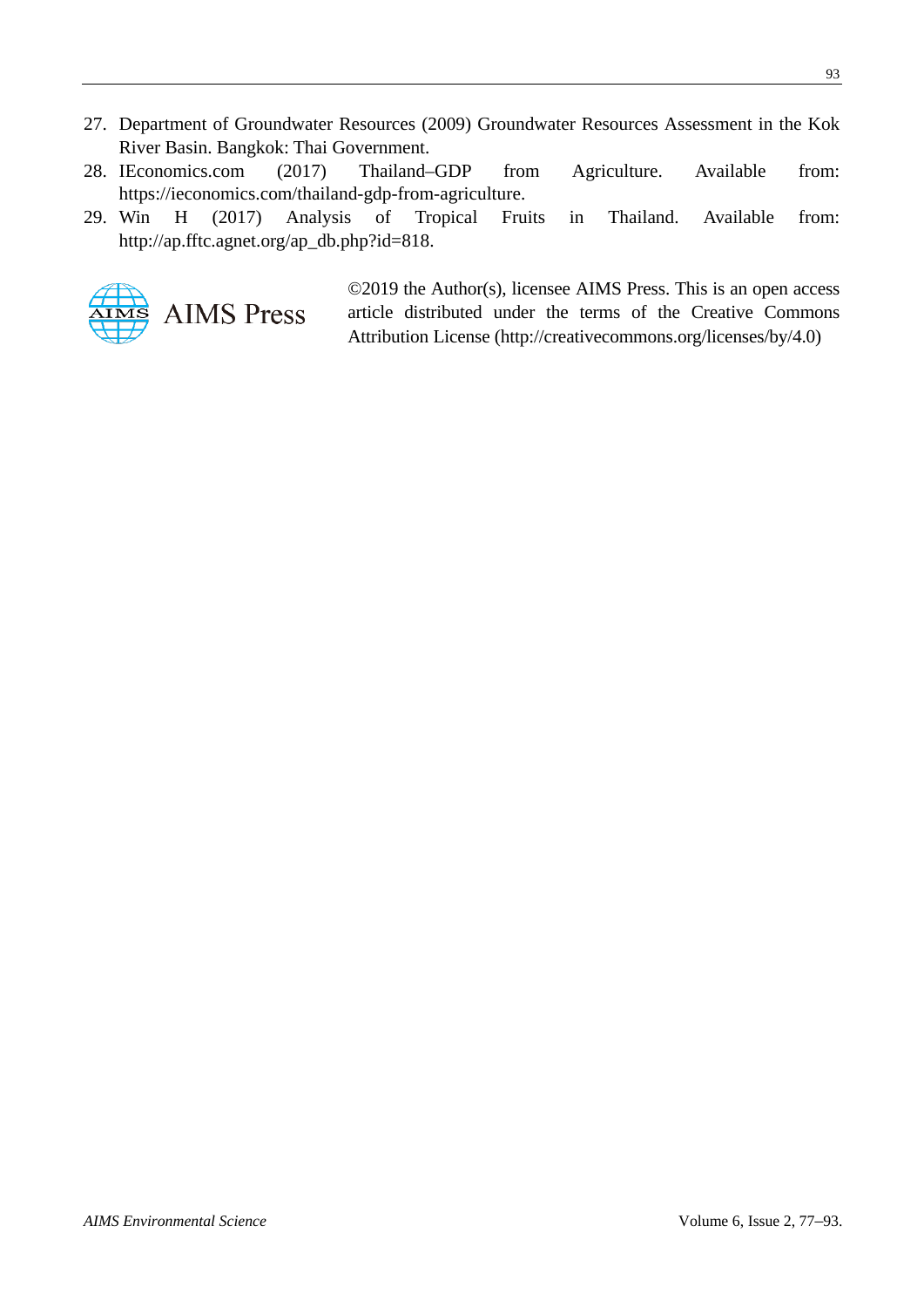27. Department of Groundwater Resources (2009) Groundwater Resources Assessment in the Kok River Basin. Bangkok: Thai Government.
28. IEconomics.com (2017) Thailand–GDP from Agriculture. Available from: https://ieconomics.com/thailand-gdp-from-agriculture.
29. Win H (2017) Analysis of Tropical Fruits in Thailand. Available from: http://ap.fftc.agnet.org/ap_db.php?id=818.

AIMS Press

©2019 the Author(s), licensee AIMS Press. This is an open access article distributed under the terms of the Creative Commons Attribution License (http://creativecommons.org/licenses/by/4.0)